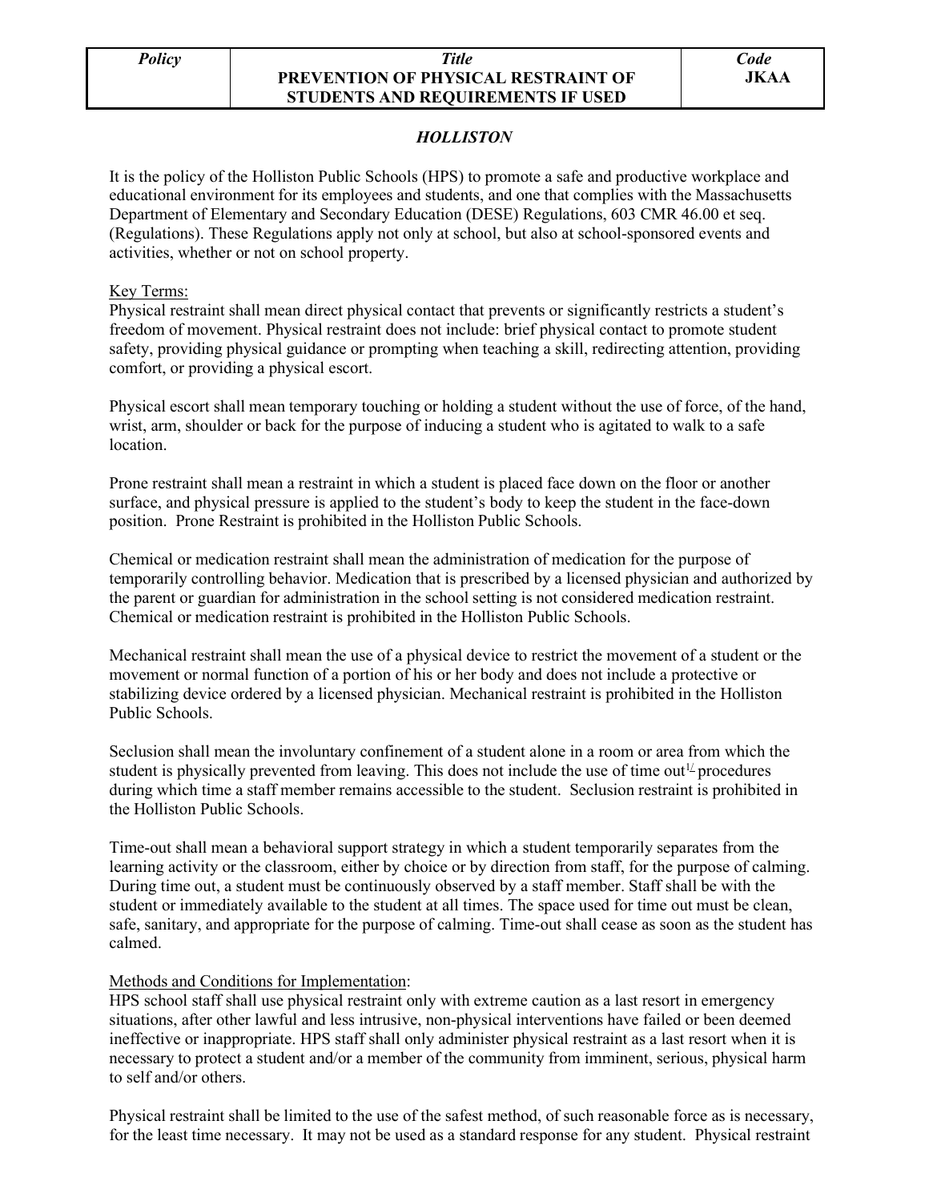| Policy | Title | Code |
| --- | --- | --- |
| | PREVENTION OF PHYSICAL RESTRAINT OF STUDENTS AND REQUIREMENTS IF USED | JKAA |

***HOLLISTON***

It is the policy of the Holliston Public Schools (HPS) to promote a safe and productive workplace and educational environment for its employees and students, and one that complies with the Massachusetts Department of Elementary and Secondary Education (DESE) Regulations, 603 CMR 46.00 et seq. (Regulations). These Regulations apply not only at school, but also at school-sponsored events and activities, whether or not on school property.

Key Terms:

Physical restraint shall mean direct physical contact that prevents or significantly restricts a student's freedom of movement. Physical restraint does not include: brief physical contact to promote student safety, providing physical guidance or prompting when teaching a skill, redirecting attention, providing comfort, or providing a physical escort.

Physical escort shall mean temporary touching or holding a student without the use of force, of the hand, wrist, arm, shoulder or back for the purpose of inducing a student who is agitated to walk to a safe location.

Prone restraint shall mean a restraint in which a student is placed face down on the floor or another surface, and physical pressure is applied to the student's body to keep the student in the face-down position. Prone Restraint is prohibited in the Holliston Public Schools.

Chemical or medication restraint shall mean the administration of medication for the purpose of temporarily controlling behavior. Medication that is prescribed by a licensed physician and authorized by the parent or guardian for administration in the school setting is not considered medication restraint. Chemical or medication restraint is prohibited in the Holliston Public Schools.

Mechanical restraint shall mean the use of a physical device to restrict the movement of a student or the movement or normal function of a portion of his or her body and does not include a protective or stabilizing device ordered by a licensed physician. Mechanical restraint is prohibited in the Holliston Public Schools.

Seclusion shall mean the involuntary confinement of a student alone in a room or area from which the student is physically prevented from leaving. This does not include the use of time out[1] procedures during which time a staff member remains accessible to the student. Seclusion restraint is prohibited in the Holliston Public Schools.

Time-out shall mean a behavioral support strategy in which a student temporarily separates from the learning activity or the classroom, either by choice or by direction from staff, for the purpose of calming. During time out, a student must be continuously observed by a staff member. Staff shall be with the student or immediately available to the student at all times. The space used for time out must be clean, safe, sanitary, and appropriate for the purpose of calming. Time-out shall cease as soon as the student has calmed.

Methods and Conditions for Implementation:

HPS school staff shall use physical restraint only with extreme caution as a last resort in emergency situations, after other lawful and less intrusive, non-physical interventions have failed or been deemed ineffective or inappropriate. HPS staff shall only administer physical restraint as a last resort when it is necessary to protect a student and/or a member of the community from imminent, serious, physical harm to self and/or others.

Physical restraint shall be limited to the use of the safest method, of such reasonable force as is necessary, for the least time necessary. It may not be used as a standard response for any student. Physical restraint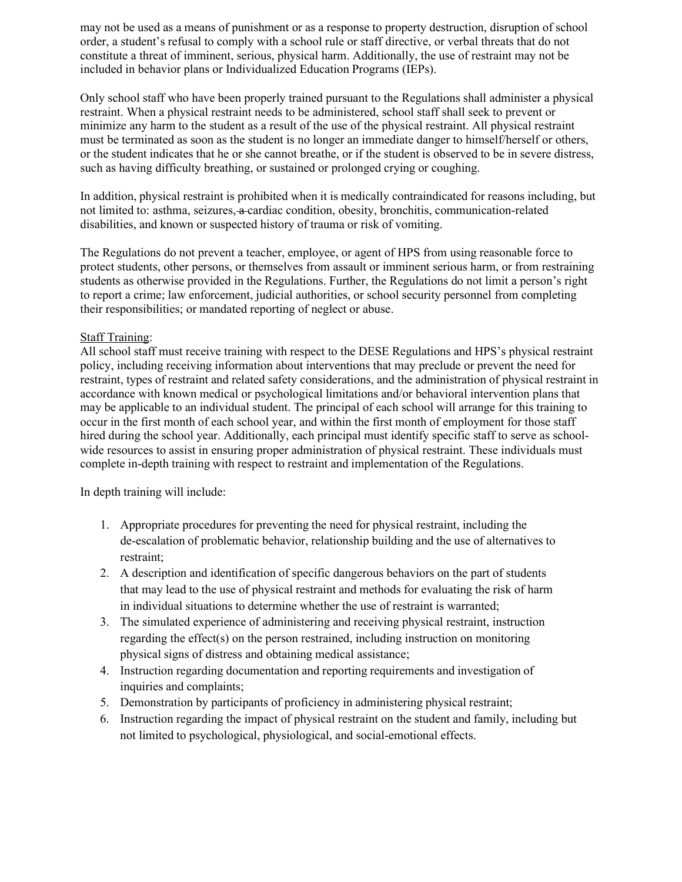may not be used as a means of punishment or as a response to property destruction, disruption of school order, a student's refusal to comply with a school rule or staff directive, or verbal threats that do not constitute a threat of imminent, serious, physical harm. Additionally, the use of restraint may not be included in behavior plans or Individualized Education Programs (IEPs).

Only school staff who have been properly trained pursuant to the Regulations shall administer a physical restraint. When a physical restraint needs to be administered, school staff shall seek to prevent or minimize any harm to the student as a result of the use of the physical restraint. All physical restraint must be terminated as soon as the student is no longer an immediate danger to himself/herself or others, or the student indicates that he or she cannot breathe, or if the student is observed to be in severe distress, such as having difficulty breathing, or sustained or prolonged crying or coughing.

In addition, physical restraint is prohibited when it is medically contraindicated for reasons including, but not limited to: asthma, seizures, ~~a~~ cardiac condition, obesity, bronchitis, communication-related disabilities, and known or suspected history of trauma or risk of vomiting.

The Regulations do not prevent a teacher, employee, or agent of HPS from using reasonable force to protect students, other persons, or themselves from assault or imminent serious harm, or from restraining students as otherwise provided in the Regulations. Further, the Regulations do not limit a person's right to report a crime; law enforcement, judicial authorities, or school security personnel from completing their responsibilities; or mandated reporting of neglect or abuse.

Staff Training:
All school staff must receive training with respect to the DESE Regulations and HPS's physical restraint policy, including receiving information about interventions that may preclude or prevent the need for restraint, types of restraint and related safety considerations, and the administration of physical restraint in accordance with known medical or psychological limitations and/or behavioral intervention plans that may be applicable to an individual student. The principal of each school will arrange for this training to occur in the first month of each school year, and within the first month of employment for those staff hired during the school year. Additionally, each principal must identify specific staff to serve as school-wide resources to assist in ensuring proper administration of physical restraint. These individuals must complete in-depth training with respect to restraint and implementation of the Regulations.

In depth training will include:

1. Appropriate procedures for preventing the need for physical restraint, including the de-escalation of problematic behavior, relationship building and the use of alternatives to restraint;
2. A description and identification of specific dangerous behaviors on the part of students that may lead to the use of physical restraint and methods for evaluating the risk of harm in individual situations to determine whether the use of restraint is warranted;
3. The simulated experience of administering and receiving physical restraint, instruction regarding the effect(s) on the person restrained, including instruction on monitoring physical signs of distress and obtaining medical assistance;
4. Instruction regarding documentation and reporting requirements and investigation of inquiries and complaints;
5. Demonstration by participants of proficiency in administering physical restraint;
6. Instruction regarding the impact of physical restraint on the student and family, including but not limited to psychological, physiological, and social-emotional effects.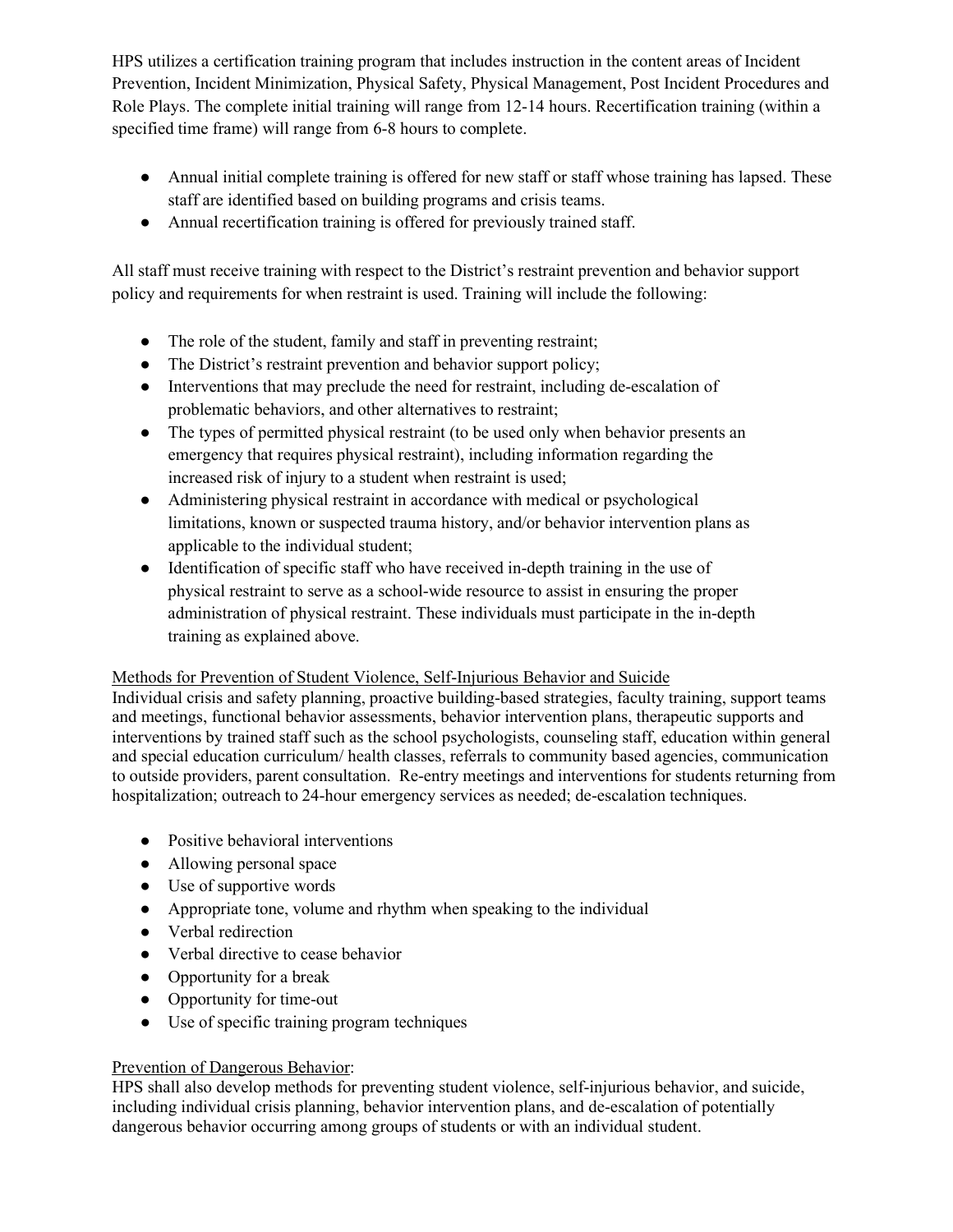HPS utilizes a certification training program that includes instruction in the content areas of Incident Prevention, Incident Minimization, Physical Safety, Physical Management, Post Incident Procedures and Role Plays. The complete initial training will range from 12-14 hours. Recertification training (within a specified time frame) will range from 6-8 hours to complete.

- Annual initial complete training is offered for new staff or staff whose training has lapsed. These staff are identified based on building programs and crisis teams.
- Annual recertification training is offered for previously trained staff.

All staff must receive training with respect to the District's restraint prevention and behavior support policy and requirements for when restraint is used. Training will include the following:

- The role of the student, family and staff in preventing restraint;
- The District's restraint prevention and behavior support policy;
- Interventions that may preclude the need for restraint, including de-escalation of problematic behaviors, and other alternatives to restraint;
- The types of permitted physical restraint (to be used only when behavior presents an emergency that requires physical restraint), including information regarding the increased risk of injury to a student when restraint is used;
- Administering physical restraint in accordance with medical or psychological limitations, known or suspected trauma history, and/or behavior intervention plans as applicable to the individual student;
- Identification of specific staff who have received in-depth training in the use of physical restraint to serve as a school-wide resource to assist in ensuring the proper administration of physical restraint. These individuals must participate in the in-depth training as explained above.

<u>Methods for Prevention of Student Violence, Self-Injurious Behavior and Suicide</u>

Individual crisis and safety planning, proactive building-based strategies, faculty training, support teams and meetings, functional behavior assessments, behavior intervention plans, therapeutic supports and interventions by trained staff such as the school psychologists, counseling staff, education within general and special education curriculum/ health classes, referrals to community based agencies, communication to outside providers, parent consultation. Re-entry meetings and interventions for students returning from hospitalization; outreach to 24-hour emergency services as needed; de-escalation techniques.

- Positive behavioral interventions
- Allowing personal space
- Use of supportive words
- Appropriate tone, volume and rhythm when speaking to the individual
- Verbal redirection
- Verbal directive to cease behavior
- Opportunity for a break
- Opportunity for time-out
- Use of specific training program techniques

<u>Prevention of Dangerous Behavior</u>:

HPS shall also develop methods for preventing student violence, self-injurious behavior, and suicide, including individual crisis planning, behavior intervention plans, and de-escalation of potentially dangerous behavior occurring among groups of students or with an individual student.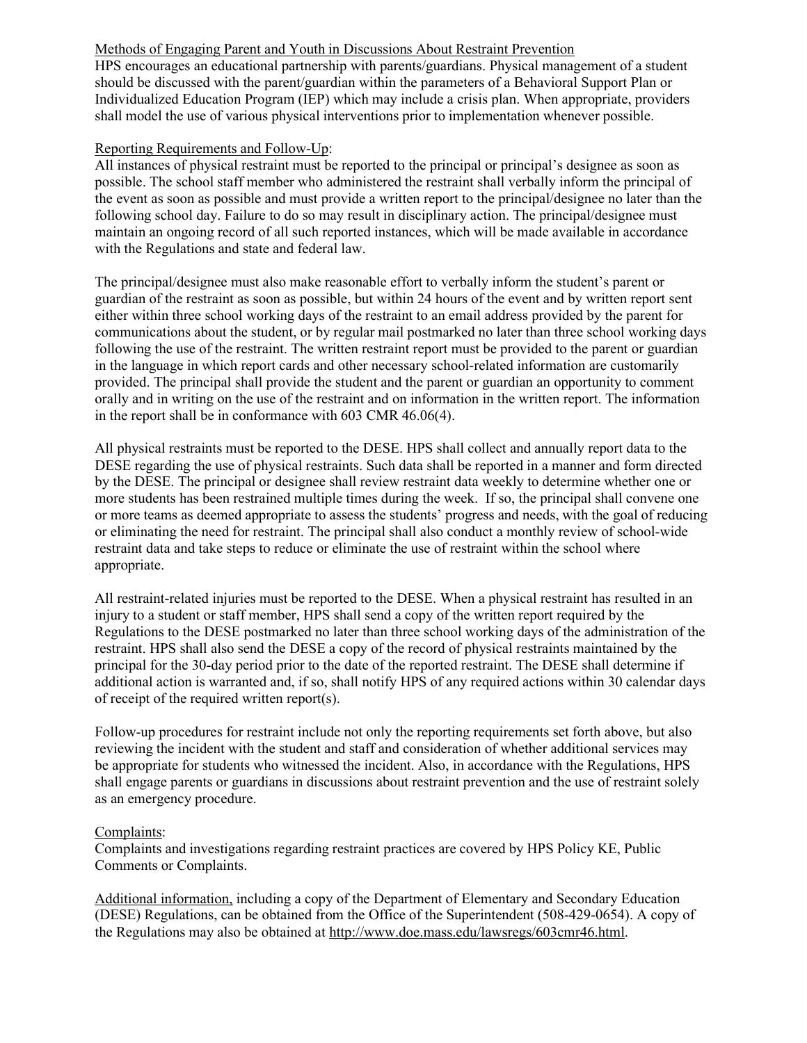Methods of Engaging Parent and Youth in Discussions About Restraint Prevention

HPS encourages an educational partnership with parents/guardians. Physical management of a student should be discussed with the parent/guardian within the parameters of a Behavioral Support Plan or Individualized Education Program (IEP) which may include a crisis plan. When appropriate, providers shall model the use of various physical interventions prior to implementation whenever possible.

Reporting Requirements and Follow-Up:

All instances of physical restraint must be reported to the principal or principal's designee as soon as possible. The school staff member who administered the restraint shall verbally inform the principal of the event as soon as possible and must provide a written report to the principal/designee no later than the following school day. Failure to do so may result in disciplinary action. The principal/designee must maintain an ongoing record of all such reported instances, which will be made available in accordance with the Regulations and state and federal law.

The principal/designee must also make reasonable effort to verbally inform the student's parent or guardian of the restraint as soon as possible, but within 24 hours of the event and by written report sent either within three school working days of the restraint to an email address provided by the parent for communications about the student, or by regular mail postmarked no later than three school working days following the use of the restraint. The written restraint report must be provided to the parent or guardian in the language in which report cards and other necessary school-related information are customarily provided. The principal shall provide the student and the parent or guardian an opportunity to comment orally and in writing on the use of the restraint and on information in the written report. The information in the report shall be in conformance with 603 CMR 46.06(4).

All physical restraints must be reported to the DESE. HPS shall collect and annually report data to the DESE regarding the use of physical restraints. Such data shall be reported in a manner and form directed by the DESE. The principal or designee shall review restraint data weekly to determine whether one or more students has been restrained multiple times during the week. If so, the principal shall convene one or more teams as deemed appropriate to assess the students' progress and needs, with the goal of reducing or eliminating the need for restraint. The principal shall also conduct a monthly review of school-wide restraint data and take steps to reduce or eliminate the use of restraint within the school where appropriate.

All restraint-related injuries must be reported to the DESE. When a physical restraint has resulted in an injury to a student or staff member, HPS shall send a copy of the written report required by the Regulations to the DESE postmarked no later than three school working days of the administration of the restraint. HPS shall also send the DESE a copy of the record of physical restraints maintained by the principal for the 30-day period prior to the date of the reported restraint. The DESE shall determine if additional action is warranted and, if so, shall notify HPS of any required actions within 30 calendar days of receipt of the required written report(s).

Follow-up procedures for restraint include not only the reporting requirements set forth above, but also reviewing the incident with the student and staff and consideration of whether additional services may be appropriate for students who witnessed the incident. Also, in accordance with the Regulations, HPS shall engage parents or guardians in discussions about restraint prevention and the use of restraint solely as an emergency procedure.

Complaints:

Complaints and investigations regarding restraint practices are covered by HPS Policy KE, Public Comments or Complaints.

Additional information, including a copy of the Department of Elementary and Secondary Education (DESE) Regulations, can be obtained from the Office of the Superintendent (508-429-0654). A copy of the Regulations may also be obtained at http://www.doe.mass.edu/lawsregs/603cmr46.html.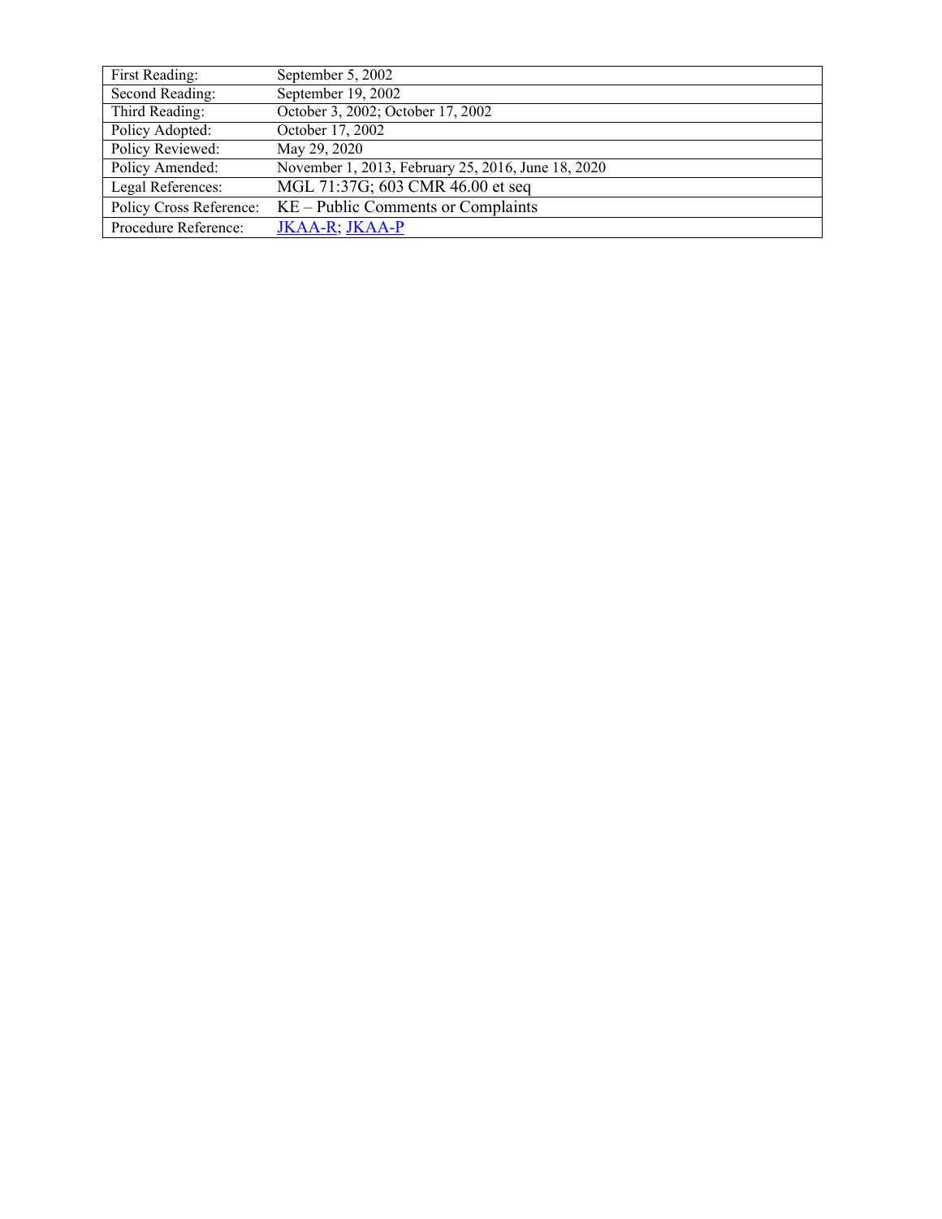| | |
|---|---|
| First Reading: | September 5, 2002 |
| Second Reading: | September 19, 2002 |
| Third Reading: | October 3, 2002; October 17, 2002 |
| Policy Adopted: | October 17, 2002 |
| Policy Reviewed: | May 29, 2020 |
| Policy Amended: | November 1, 2013, February 25, 2016, June 18, 2020 |
| Legal References: | MGL 71:37G; 603 CMR 46.00 et seq |
| Policy Cross Reference: | KE – Public Comments or Complaints |
| Procedure Reference: | JKAA-R; JKAA-P |